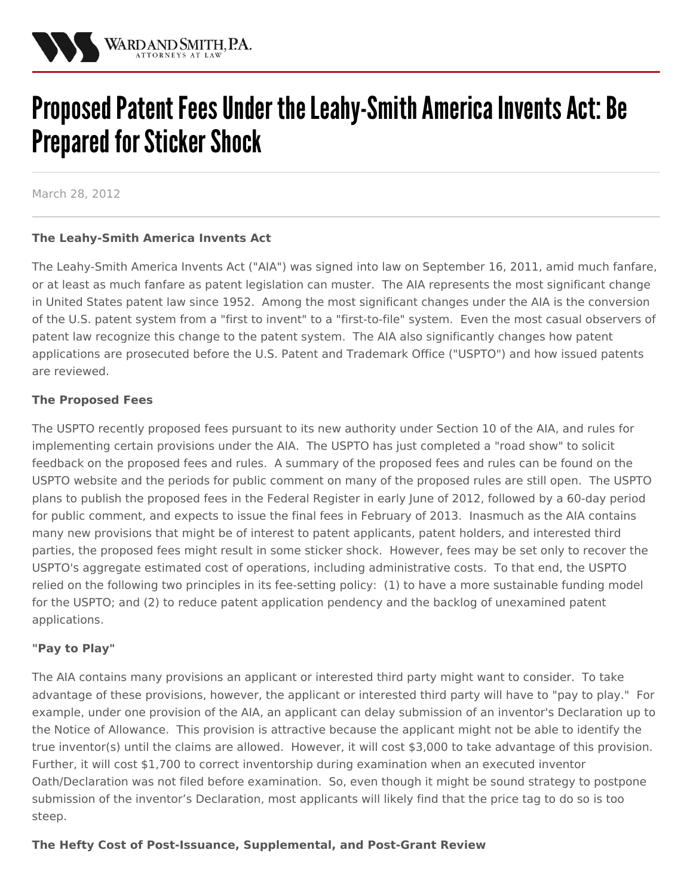# Proposed Patent Fees Under the Leahy-Smith America Invents Act: Be Prepared for Sticker Shock

March 28, 2012

**The Leahy-Smith America Invents Act**

The Leahy-Smith America Invents Act ("AIA") was signed into law on September 16, 2011, amid much fanfare, or at least as much fanfare as patent legislation can muster. The AIA represents the most significant change in United States patent law since 1952. Among the most significant changes under the AIA is the conversion of the U.S. patent system from a "first to invent" to a "first-to-file" system. Even the most casual observers of patent law recognize this change to the patent system. The AIA also significantly changes how patent applications are prosecuted before the U.S. Patent and Trademark Office ("USPTO") and how issued patents are reviewed.

**The Proposed Fees**

The USPTO recently proposed fees pursuant to its new authority under Section 10 of the AIA, and rules for implementing certain provisions under the AIA. The USPTO has just completed a "road show" to solicit feedback on the proposed fees and rules. A summary of the proposed fees and rules can be found on the USPTO website and the periods for public comment on many of the proposed rules are still open. The USPTO plans to publish the proposed fees in the Federal Register in early June of 2012, followed by a 60-day period for public comment, and expects to issue the final fees in February of 2013. Inasmuch as the AIA contains many new provisions that might be of interest to patent applicants, patent holders, and interested third parties, the proposed fees might result in some sticker shock. However, fees may be set only to recover the USPTO's aggregate estimated cost of operations, including administrative costs. To that end, the USPTO relied on the following two principles in its fee-setting policy: (1) to have a more sustainable funding model for the USPTO; and (2) to reduce patent application pendency and the backlog of unexamined patent applications.

**"Pay to Play"**

The AIA contains many provisions an applicant or interested third party might want to consider. To take advantage of these provisions, however, the applicant or interested third party will have to "pay to play." For example, under one provision of the AIA, an applicant can delay submission of an inventor's Declaration up to the Notice of Allowance. This provision is attractive because the applicant might not be able to identify the true inventor(s) until the claims are allowed. However, it will cost $3,000 to take advantage of this provision. Further, it will cost $1,700 to correct inventorship during examination when an executed inventor Oath/Declaration was not filed before examination. So, even though it might be sound strategy to postpone submission of the inventor's Declaration, most applicants will likely find that the price tag to do so is too steep.

**The Hefty Cost of Post-Issuance, Supplemental, and Post-Grant Review**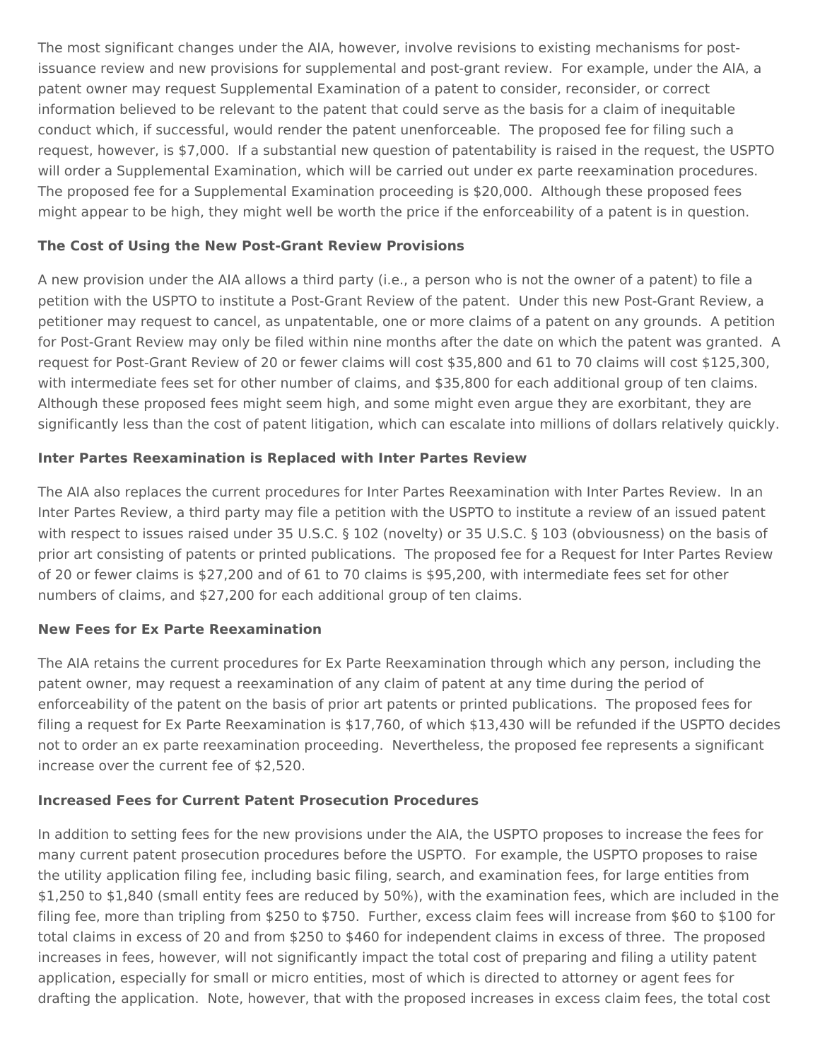The most significant changes under the AIA, however, involve revisions to existing mechanisms for post-issuance review and new provisions for supplemental and post-grant review. For example, under the AIA, a patent owner may request Supplemental Examination of a patent to consider, reconsider, or correct information believed to be relevant to the patent that could serve as the basis for a claim of inequitable conduct which, if successful, would render the patent unenforceable. The proposed fee for filing such a request, however, is $7,000. If a substantial new question of patentability is raised in the request, the USPTO will order a Supplemental Examination, which will be carried out under ex parte reexamination procedures. The proposed fee for a Supplemental Examination proceeding is $20,000. Although these proposed fees might appear to be high, they might well be worth the price if the enforceability of a patent is in question.

**The Cost of Using the New Post-Grant Review Provisions**

A new provision under the AIA allows a third party (i.e., a person who is not the owner of a patent) to file a petition with the USPTO to institute a Post-Grant Review of the patent. Under this new Post-Grant Review, a petitioner may request to cancel, as unpatentable, one or more claims of a patent on any grounds. A petition for Post-Grant Review may only be filed within nine months after the date on which the patent was granted. A request for Post-Grant Review of 20 or fewer claims will cost $35,800 and 61 to 70 claims will cost $125,300, with intermediate fees set for other number of claims, and $35,800 for each additional group of ten claims. Although these proposed fees might seem high, and some might even argue they are exorbitant, they are significantly less than the cost of patent litigation, which can escalate into millions of dollars relatively quickly.

**Inter Partes Reexamination is Replaced with Inter Partes Review**

The AIA also replaces the current procedures for Inter Partes Reexamination with Inter Partes Review. In an Inter Partes Review, a third party may file a petition with the USPTO to institute a review of an issued patent with respect to issues raised under 35 U.S.C. § 102 (novelty) or 35 U.S.C. § 103 (obviousness) on the basis of prior art consisting of patents or printed publications. The proposed fee for a Request for Inter Partes Review of 20 or fewer claims is $27,200 and of 61 to 70 claims is $95,200, with intermediate fees set for other numbers of claims, and $27,200 for each additional group of ten claims.

**New Fees for Ex Parte Reexamination**

The AIA retains the current procedures for Ex Parte Reexamination through which any person, including the patent owner, may request a reexamination of any claim of patent at any time during the period of enforceability of the patent on the basis of prior art patents or printed publications. The proposed fees for filing a request for Ex Parte Reexamination is $17,760, of which $13,430 will be refunded if the USPTO decides not to order an ex parte reexamination proceeding. Nevertheless, the proposed fee represents a significant increase over the current fee of $2,520.

**Increased Fees for Current Patent Prosecution Procedures**

In addition to setting fees for the new provisions under the AIA, the USPTO proposes to increase the fees for many current patent prosecution procedures before the USPTO. For example, the USPTO proposes to raise the utility application filing fee, including basic filing, search, and examination fees, for large entities from $1,250 to $1,840 (small entity fees are reduced by 50%), with the examination fees, which are included in the filing fee, more than tripling from $250 to $750. Further, excess claim fees will increase from $60 to $100 for total claims in excess of 20 and from $250 to $460 for independent claims in excess of three. The proposed increases in fees, however, will not significantly impact the total cost of preparing and filing a utility patent application, especially for small or micro entities, most of which is directed to attorney or agent fees for drafting the application. Note, however, that with the proposed increases in excess claim fees, the total cost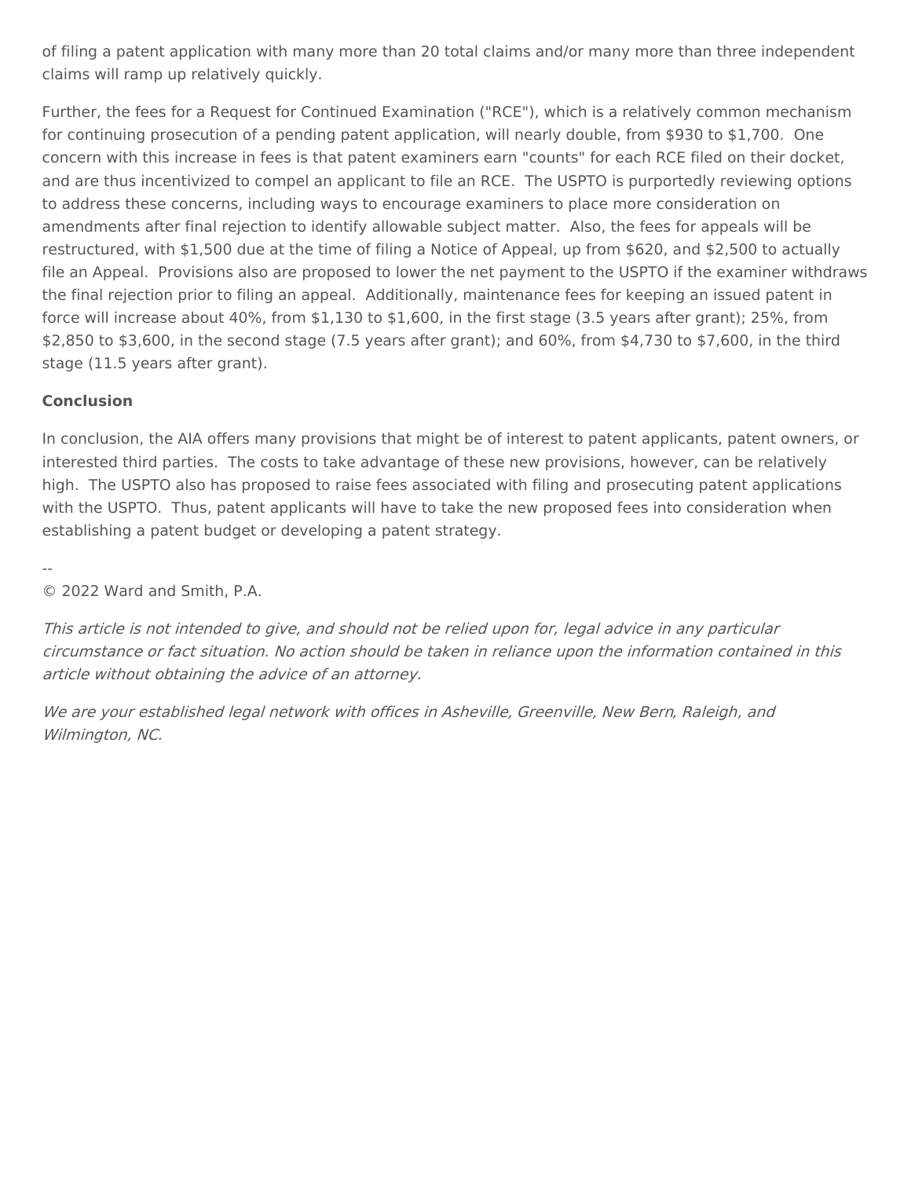of filing a patent application with many more than 20 total claims and/or many more than three independent claims will ramp up relatively quickly.

Further, the fees for a Request for Continued Examination ("RCE"), which is a relatively common mechanism for continuing prosecution of a pending patent application, will nearly double, from $930 to $1,700. One concern with this increase in fees is that patent examiners earn "counts" for each RCE filed on their docket, and are thus incentivized to compel an applicant to file an RCE. The USPTO is purportedly reviewing options to address these concerns, including ways to encourage examiners to place more consideration on amendments after final rejection to identify allowable subject matter. Also, the fees for appeals will be restructured, with $1,500 due at the time of filing a Notice of Appeal, up from $620, and $2,500 to actually file an Appeal. Provisions also are proposed to lower the net payment to the USPTO if the examiner withdraws the final rejection prior to filing an appeal. Additionally, maintenance fees for keeping an issued patent in force will increase about 40%, from $1,130 to $1,600, in the first stage (3.5 years after grant); 25%, from $2,850 to $3,600, in the second stage (7.5 years after grant); and 60%, from $4,730 to $7,600, in the third stage (11.5 years after grant).

**Conclusion**

In conclusion, the AIA offers many provisions that might be of interest to patent applicants, patent owners, or interested third parties. The costs to take advantage of these new provisions, however, can be relatively high. The USPTO also has proposed to raise fees associated with filing and prosecuting patent applications with the USPTO. Thus, patent applicants will have to take the new proposed fees into consideration when establishing a patent budget or developing a patent strategy.

--
© 2022 Ward and Smith, P.A.

*This article is not intended to give, and should not be relied upon for, legal advice in any particular circumstance or fact situation. No action should be taken in reliance upon the information contained in this article without obtaining the advice of an attorney.*

*We are your established legal network with offices in Asheville, Greenville, New Bern, Raleigh, and Wilmington, NC.*